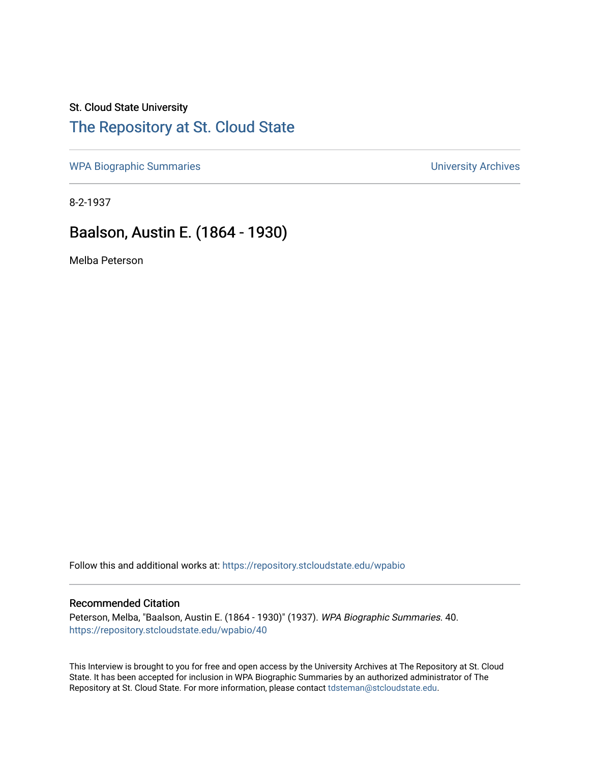St. Cloud State University

# The Repository at St. Cloud State

WPA Biographic Summaries | University Archives

8-2-1937

## Baalson, Austin E. (1864 - 1930)

Melba Peterson

Follow this and additional works at: https://repository.stcloudstate.edu/wpabio

### Recommended Citation

Peterson, Melba, "Baalson, Austin E. (1864 - 1930)" (1937). *WPA Biographic Summaries*. 40.
https://repository.stcloudstate.edu/wpabio/40

This Interview is brought to you for free and open access by the University Archives at The Repository at St. Cloud State. It has been accepted for inclusion in WPA Biographic Summaries by an authorized administrator of The Repository at St. Cloud State. For more information, please contact tdsteman@stcloudstate.edu.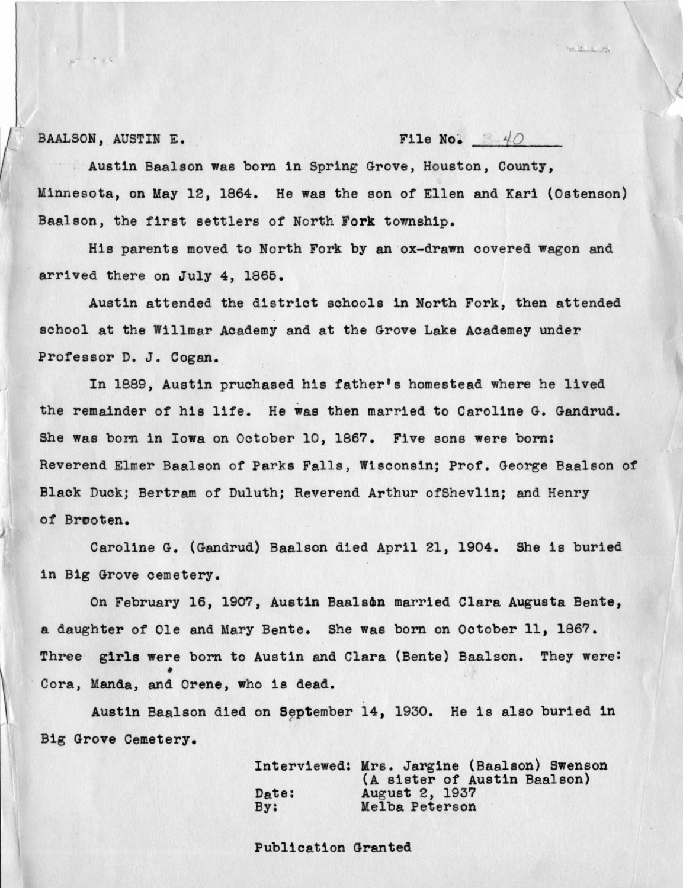BAALSON, AUSTIN E. File No. B-40

Austin Baalson was born in Spring Grove, Houston, County, Minnesota, on May 12, 1864. He was the son of Ellen and Kari (Ostenson) Baalson, the first settlers of North Fork township.

His parents moved to North Fork by an ox-drawn covered wagon and arrived there on July 4, 1865.

Austin attended the district schools in North Fork, then attended school at the Willmar Academy and at the Grove Lake Academey under Professor D. J. Cogan.

In 1889, Austin pruchased his father's homestead where he lived the remainder of his life. He was then married to Caroline G. Gandrud. She was born in Iowa on October 10, 1867. Five sons were born: Reverend Elmer Baalson of Parks Falls, Wisconsin; Prof. George Baalson of Black Duck; Bertram of Duluth; Reverend Arthur ofShevlin; and Henry of Brooten.

Caroline G. (Gandrud) Baalson died April 21, 1904. She is buried in Big Grove cemetery.

On February 16, 1907, Austin Baalson married Clara Augusta Bente, a daughter of Ole and Mary Bente. She was born on October 11, 1867. Three girls were born to Austin and Clara (Bente) Baalson. They were: Cora, Manda, and Orene, who is dead.

Austin Baalson died on September 14, 1930. He is also buried in Big Grove Cemetery.

Interviewed: Mrs. Jargine (Baalson) Swenson
(A sister of Austin Baalson)
Date: August 2, 1937
By: Melba Peterson

Publication Granted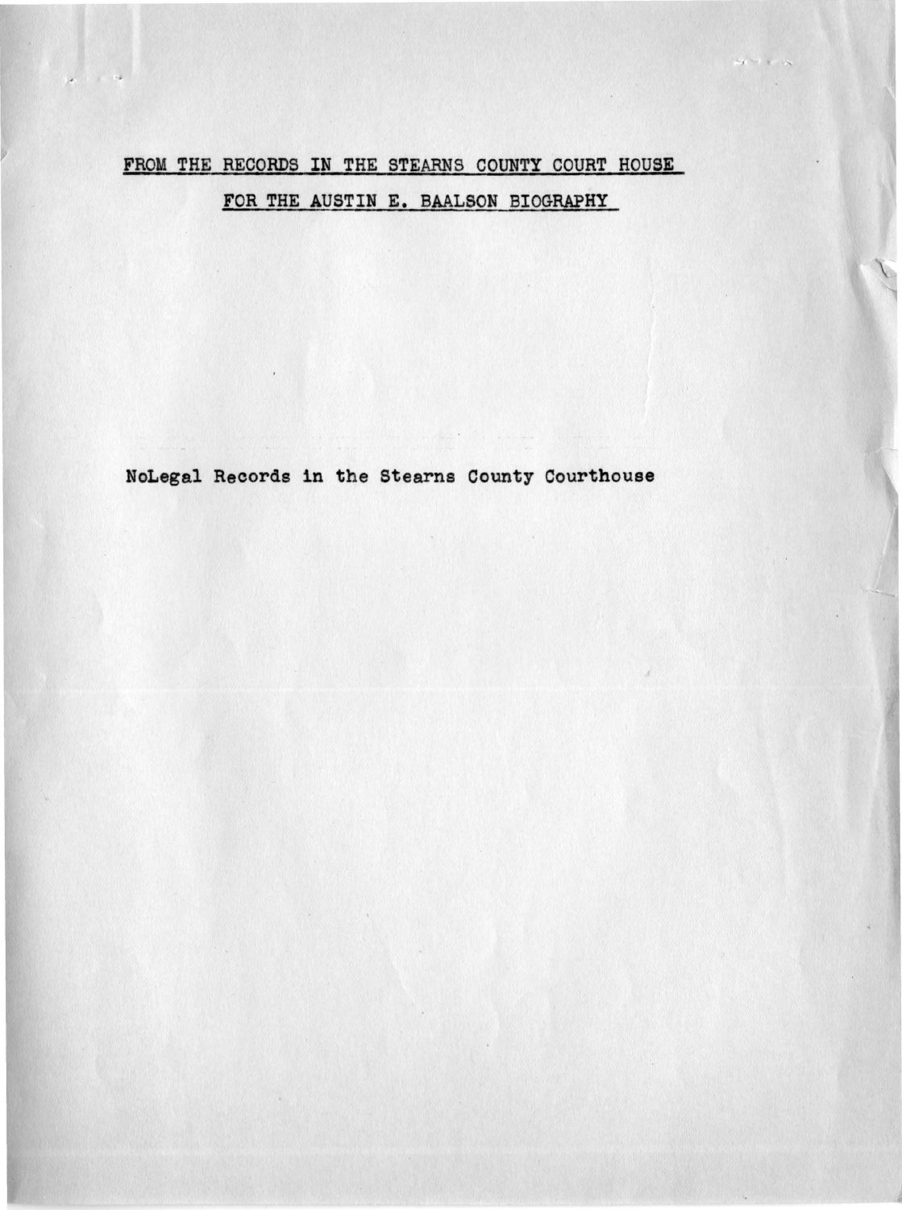FROM THE RECORDS IN THE STEARNS COUNTY COURT HOUSE

FOR THE AUSTIN E. BAALSON BIOGRAPHY

NoLegal Records in the Stearns County Courthouse